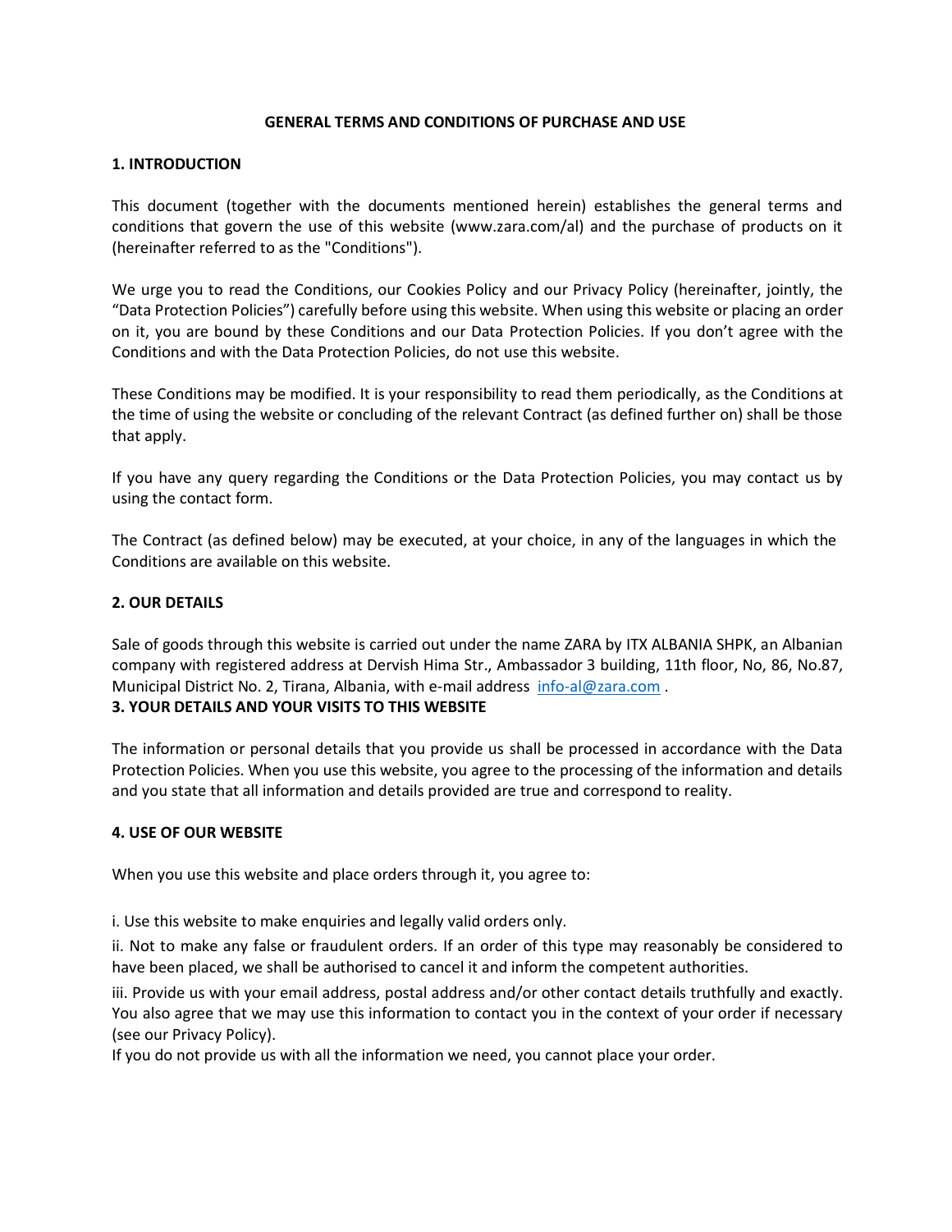# GENERAL TERMS AND CONDITIONS OF PURCHASE AND USE

## 1. INTRODUCTION

This document (together with the documents mentioned herein) establishes the general terms and conditions that govern the use of this website (www.zara.com/al) and the purchase of products on it (hereinafter referred to as the "Conditions").

We urge you to read the Conditions, our Cookies Policy and our Privacy Policy (hereinafter, jointly, the "Data Protection Policies") carefully before using this website. When using this website or placing an order on it, you are bound by these Conditions and our Data Protection Policies. If you don't agree with the Conditions and with the Data Protection Policies, do not use this website.

These Conditions may be modified. It is your responsibility to read them periodically, as the Conditions at the time of using the website or concluding of the relevant Contract (as defined further on) shall be those that apply.

If you have any query regarding the Conditions or the Data Protection Policies, you may contact us by using the contact form.

The Contract (as defined below) may be executed, at your choice, in any of the languages in which the Conditions are available on this website.

## 2. OUR DETAILS

Sale of goods through this website is carried out under the name ZARA by ITX ALBANIA SHPK, an Albanian company with registered address at Dervish Hima Str., Ambassador 3 building, 11th floor, No, 86, No.87, Municipal District No. 2, Tirana, Albania, with e-mail address info-al@zara.com .

## 3. YOUR DETAILS AND YOUR VISITS TO THIS WEBSITE

The information or personal details that you provide us shall be processed in accordance with the Data Protection Policies. When you use this website, you agree to the processing of the information and details and you state that all information and details provided are true and correspond to reality.

## 4. USE OF OUR WEBSITE

When you use this website and place orders through it, you agree to:

i. Use this website to make enquiries and legally valid orders only.

ii. Not to make any false or fraudulent orders. If an order of this type may reasonably be considered to have been placed, we shall be authorised to cancel it and inform the competent authorities.

iii. Provide us with your email address, postal address and/or other contact details truthfully and exactly. You also agree that we may use this information to contact you in the context of your order if necessary (see our Privacy Policy).

If you do not provide us with all the information we need, you cannot place your order.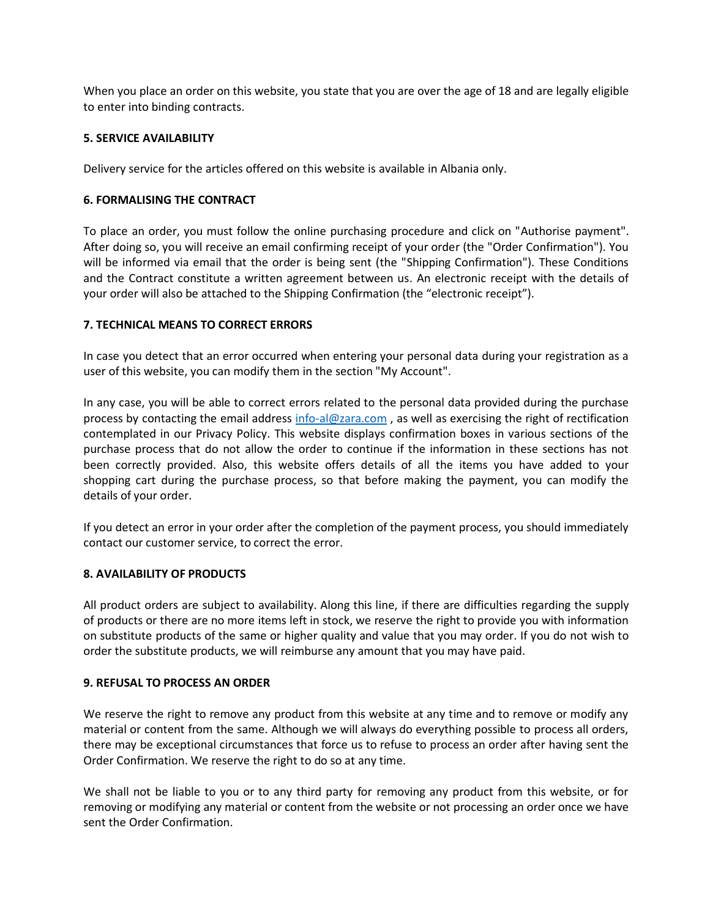When you place an order on this website, you state that you are over the age of 18 and are legally eligible to enter into binding contracts.

**5. SERVICE AVAILABILITY**

Delivery service for the articles offered on this website is available in Albania only.

**6. FORMALISING THE CONTRACT**

To place an order, you must follow the online purchasing procedure and click on "Authorise payment". After doing so, you will receive an email confirming receipt of your order (the "Order Confirmation"). You will be informed via email that the order is being sent (the "Shipping Confirmation"). These Conditions and the Contract constitute a written agreement between us. An electronic receipt with the details of your order will also be attached to the Shipping Confirmation (the “electronic receipt”).

**7. TECHNICAL MEANS TO CORRECT ERRORS**

In case you detect that an error occurred when entering your personal data during your registration as a user of this website, you can modify them in the section "My Account".

In any case, you will be able to correct errors related to the personal data provided during the purchase process by contacting the email address [info-al@zara.com](mailto:info-al@zara.com) , as well as exercising the right of rectification contemplated in our Privacy Policy. This website displays confirmation boxes in various sections of the purchase process that do not allow the order to continue if the information in these sections has not been correctly provided. Also, this website offers details of all the items you have added to your shopping cart during the purchase process, so that before making the payment, you can modify the details of your order.

If you detect an error in your order after the completion of the payment process, you should immediately contact our customer service, to correct the error.

**8. AVAILABILITY OF PRODUCTS**

All product orders are subject to availability. Along this line, if there are difficulties regarding the supply of products or there are no more items left in stock, we reserve the right to provide you with information on substitute products of the same or higher quality and value that you may order. If you do not wish to order the substitute products, we will reimburse any amount that you may have paid.

**9. REFUSAL TO PROCESS AN ORDER**

We reserve the right to remove any product from this website at any time and to remove or modify any material or content from the same. Although we will always do everything possible to process all orders, there may be exceptional circumstances that force us to refuse to process an order after having sent the Order Confirmation. We reserve the right to do so at any time.

We shall not be liable to you or to any third party for removing any product from this website, or for removing or modifying any material or content from the website or not processing an order once we have sent the Order Confirmation.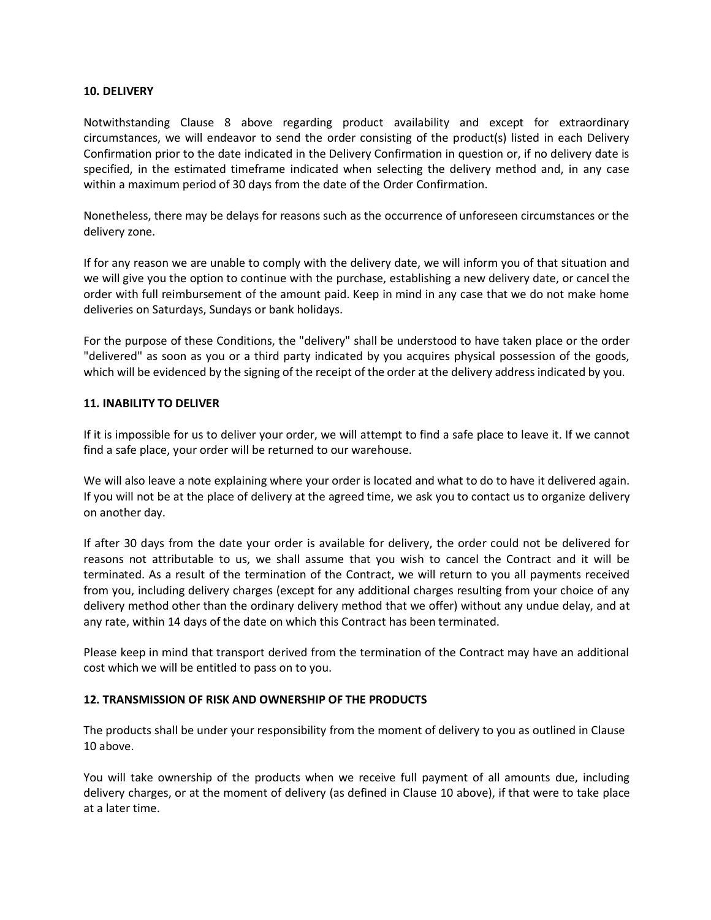**10. DELIVERY**

Notwithstanding Clause 8 above regarding product availability and except for extraordinary circumstances, we will endeavor to send the order consisting of the product(s) listed in each Delivery Confirmation prior to the date indicated in the Delivery Confirmation in question or, if no delivery date is specified, in the estimated timeframe indicated when selecting the delivery method and, in any case within a maximum period of 30 days from the date of the Order Confirmation.

Nonetheless, there may be delays for reasons such as the occurrence of unforeseen circumstances or the delivery zone.

If for any reason we are unable to comply with the delivery date, we will inform you of that situation and we will give you the option to continue with the purchase, establishing a new delivery date, or cancel the order with full reimbursement of the amount paid. Keep in mind in any case that we do not make home deliveries on Saturdays, Sundays or bank holidays.

For the purpose of these Conditions, the "delivery" shall be understood to have taken place or the order "delivered" as soon as you or a third party indicated by you acquires physical possession of the goods, which will be evidenced by the signing of the receipt of the order at the delivery address indicated by you.

**11. INABILITY TO DELIVER**

If it is impossible for us to deliver your order, we will attempt to find a safe place to leave it. If we cannot find a safe place, your order will be returned to our warehouse.

We will also leave a note explaining where your order is located and what to do to have it delivered again. If you will not be at the place of delivery at the agreed time, we ask you to contact us to organize delivery on another day.

If after 30 days from the date your order is available for delivery, the order could not be delivered for reasons not attributable to us, we shall assume that you wish to cancel the Contract and it will be terminated. As a result of the termination of the Contract, we will return to you all payments received from you, including delivery charges (except for any additional charges resulting from your choice of any delivery method other than the ordinary delivery method that we offer) without any undue delay, and at any rate, within 14 days of the date on which this Contract has been terminated.

Please keep in mind that transport derived from the termination of the Contract may have an additional cost which we will be entitled to pass on to you.

**12. TRANSMISSION OF RISK AND OWNERSHIP OF THE PRODUCTS**

The products shall be under your responsibility from the moment of delivery to you as outlined in Clause 10 above.

You will take ownership of the products when we receive full payment of all amounts due, including delivery charges, or at the moment of delivery (as defined in Clause 10 above), if that were to take place at a later time.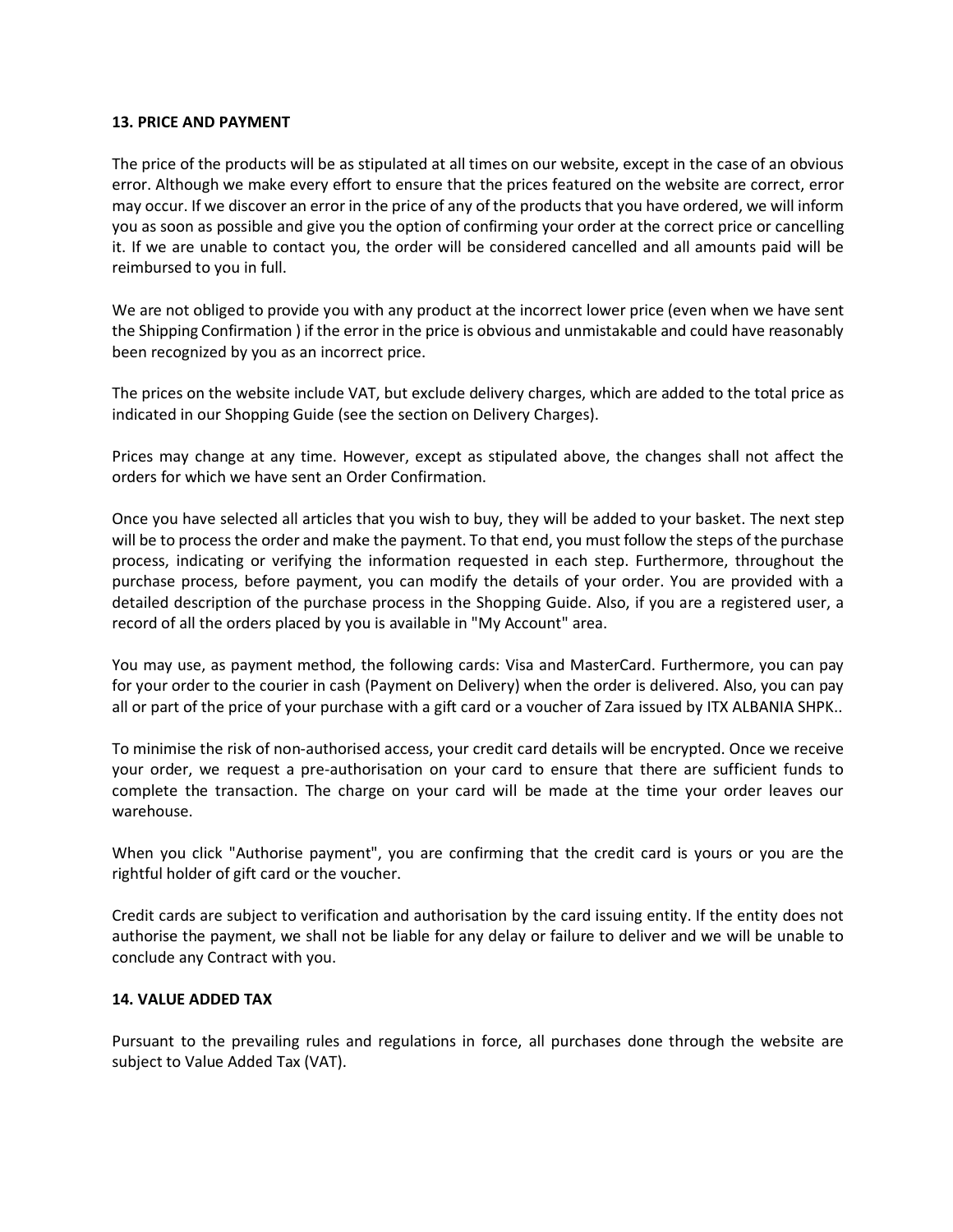**13. PRICE AND PAYMENT**

The price of the products will be as stipulated at all times on our website, except in the case of an obvious error. Although we make every effort to ensure that the prices featured on the website are correct, error may occur. If we discover an error in the price of any of the products that you have ordered, we will inform you as soon as possible and give you the option of confirming your order at the correct price or cancelling it. If we are unable to contact you, the order will be considered cancelled and all amounts paid will be reimbursed to you in full.

We are not obliged to provide you with any product at the incorrect lower price (even when we have sent the Shipping Confirmation ) if the error in the price is obvious and unmistakable and could have reasonably been recognized by you as an incorrect price.

The prices on the website include VAT, but exclude delivery charges, which are added to the total price as indicated in our Shopping Guide (see the section on Delivery Charges).

Prices may change at any time. However, except as stipulated above, the changes shall not affect the orders for which we have sent an Order Confirmation.

Once you have selected all articles that you wish to buy, they will be added to your basket. The next step will be to process the order and make the payment. To that end, you must follow the steps of the purchase process, indicating or verifying the information requested in each step. Furthermore, throughout the purchase process, before payment, you can modify the details of your order. You are provided with a detailed description of the purchase process in the Shopping Guide. Also, if you are a registered user, a record of all the orders placed by you is available in "My Account" area.

You may use, as payment method, the following cards: Visa and MasterCard. Furthermore, you can pay for your order to the courier in cash (Payment on Delivery) when the order is delivered. Also, you can pay all or part of the price of your purchase with a gift card or a voucher of Zara issued by ITX ALBANIA SHPK..

To minimise the risk of non-authorised access, your credit card details will be encrypted. Once we receive your order, we request a pre-authorisation on your card to ensure that there are sufficient funds to complete the transaction. The charge on your card will be made at the time your order leaves our warehouse.

When you click "Authorise payment", you are confirming that the credit card is yours or you are the rightful holder of gift card or the voucher.

Credit cards are subject to verification and authorisation by the card issuing entity. If the entity does not authorise the payment, we shall not be liable for any delay or failure to deliver and we will be unable to conclude any Contract with you.

**14. VALUE ADDED TAX**

Pursuant to the prevailing rules and regulations in force, all purchases done through the website are subject to Value Added Tax (VAT).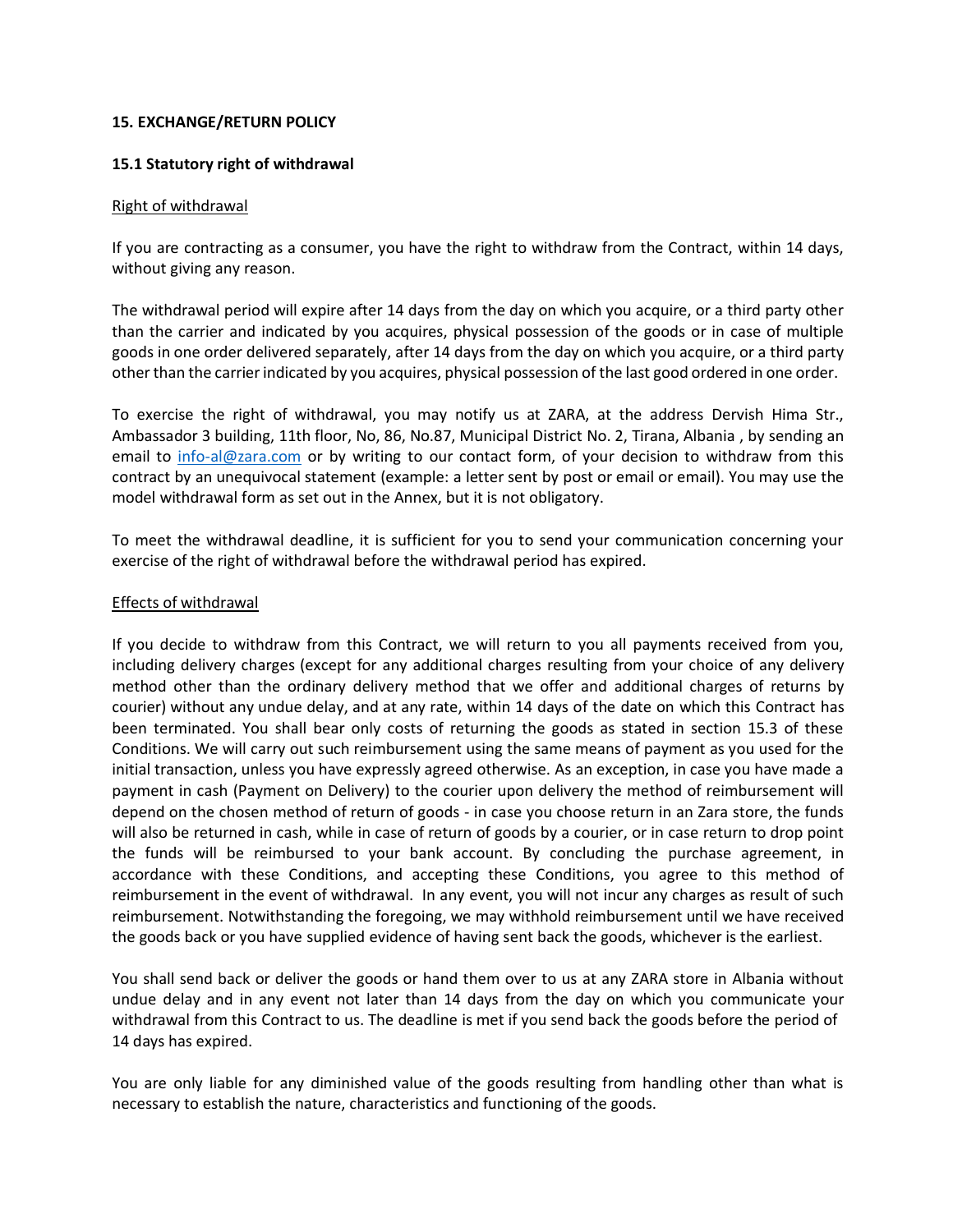**15. EXCHANGE/RETURN POLICY**

**15.1 Statutory right of withdrawal**

Right of withdrawal

If you are contracting as a consumer, you have the right to withdraw from the Contract, within 14 days, without giving any reason.

The withdrawal period will expire after 14 days from the day on which you acquire, or a third party other than the carrier and indicated by you acquires, physical possession of the goods or in case of multiple goods in one order delivered separately, after 14 days from the day on which you acquire, or a third party other than the carrier indicated by you acquires, physical possession of the last good ordered in one order.

To exercise the right of withdrawal, you may notify us at ZARA, at the address Dervish Hima Str., Ambassador 3 building, 11th floor, No, 86, No.87, Municipal District No. 2, Tirana, Albania , by sending an email to info-al@zara.com or by writing to our contact form, of your decision to withdraw from this contract by an unequivocal statement (example: a letter sent by post or email or email). You may use the model withdrawal form as set out in the Annex, but it is not obligatory.

To meet the withdrawal deadline, it is sufficient for you to send your communication concerning your exercise of the right of withdrawal before the withdrawal period has expired.

Effects of withdrawal

If you decide to withdraw from this Contract, we will return to you all payments received from you, including delivery charges (except for any additional charges resulting from your choice of any delivery method other than the ordinary delivery method that we offer and additional charges of returns by courier) without any undue delay, and at any rate, within 14 days of the date on which this Contract has been terminated. You shall bear only costs of returning the goods as stated in section 15.3 of these Conditions. We will carry out such reimbursement using the same means of payment as you used for the initial transaction, unless you have expressly agreed otherwise. As an exception, in case you have made a payment in cash (Payment on Delivery) to the courier upon delivery the method of reimbursement will depend on the chosen method of return of goods - in case you choose return in an Zara store, the funds will also be returned in cash, while in case of return of goods by a courier, or in case return to drop point the funds will be reimbursed to your bank account. By concluding the purchase agreement, in accordance with these Conditions, and accepting these Conditions, you agree to this method of reimbursement in the event of withdrawal. In any event, you will not incur any charges as result of such reimbursement. Notwithstanding the foregoing, we may withhold reimbursement until we have received the goods back or you have supplied evidence of having sent back the goods, whichever is the earliest.

You shall send back or deliver the goods or hand them over to us at any ZARA store in Albania without undue delay and in any event not later than 14 days from the day on which you communicate your withdrawal from this Contract to us. The deadline is met if you send back the goods before the period of 14 days has expired.

You are only liable for any diminished value of the goods resulting from handling other than what is necessary to establish the nature, characteristics and functioning of the goods.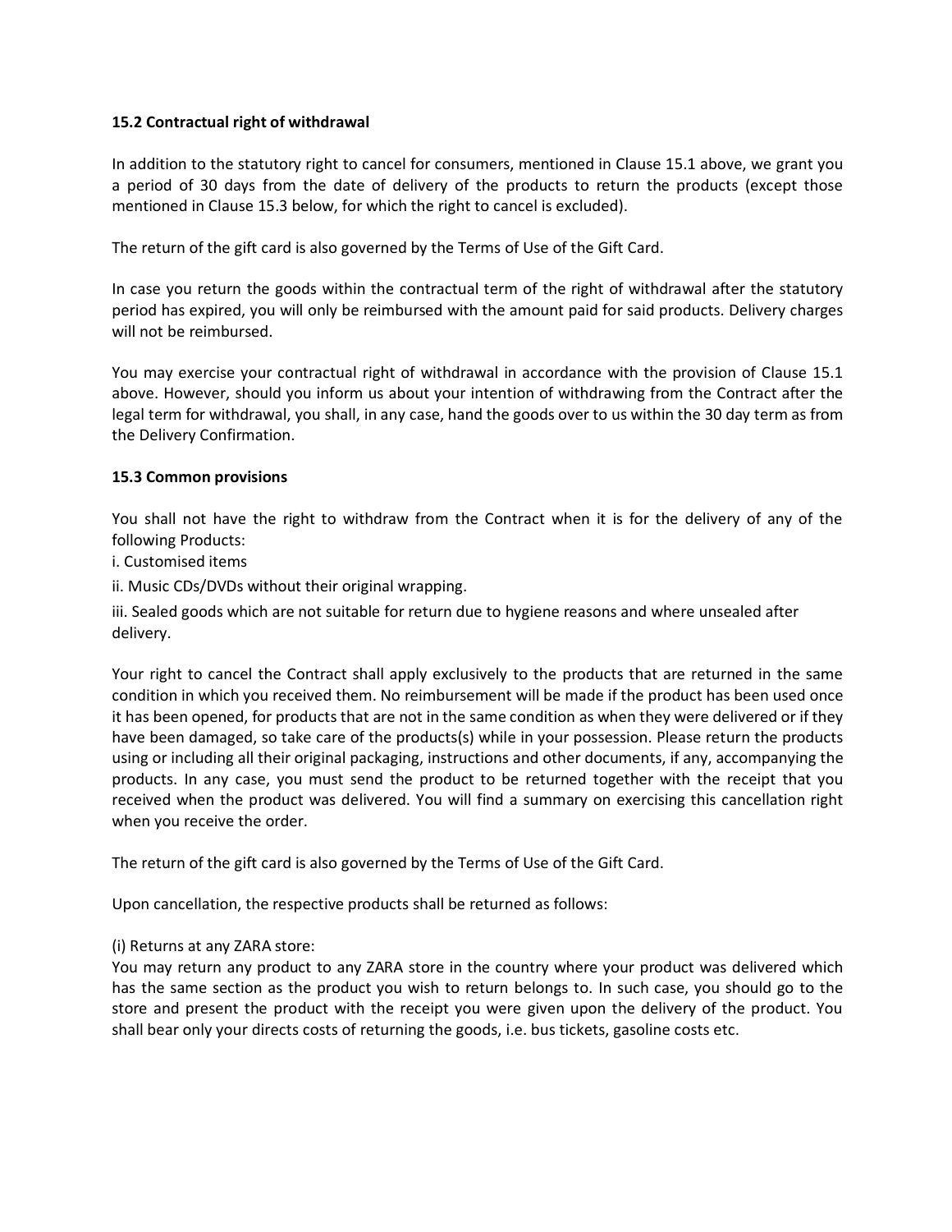**15.2 Contractual right of withdrawal**

In addition to the statutory right to cancel for consumers, mentioned in Clause 15.1 above, we grant you a period of 30 days from the date of delivery of the products to return the products (except those mentioned in Clause 15.3 below, for which the right to cancel is excluded).

The return of the gift card is also governed by the Terms of Use of the Gift Card.

In case you return the goods within the contractual term of the right of withdrawal after the statutory period has expired, you will only be reimbursed with the amount paid for said products. Delivery charges will not be reimbursed.

You may exercise your contractual right of withdrawal in accordance with the provision of Clause 15.1 above. However, should you inform us about your intention of withdrawing from the Contract after the legal term for withdrawal, you shall, in any case, hand the goods over to us within the 30 day term as from the Delivery Confirmation.

**15.3 Common provisions**

You shall not have the right to withdraw from the Contract when it is for the delivery of any of the following Products:

i. Customised items

ii. Music CDs/DVDs without their original wrapping.

iii. Sealed goods which are not suitable for return due to hygiene reasons and where unsealed after delivery.

Your right to cancel the Contract shall apply exclusively to the products that are returned in the same condition in which you received them. No reimbursement will be made if the product has been used once it has been opened, for products that are not in the same condition as when they were delivered or if they have been damaged, so take care of the products(s) while in your possession. Please return the products using or including all their original packaging, instructions and other documents, if any, accompanying the products. In any case, you must send the product to be returned together with the receipt that you received when the product was delivered. You will find a summary on exercising this cancellation right when you receive the order.

The return of the gift card is also governed by the Terms of Use of the Gift Card.

Upon cancellation, the respective products shall be returned as follows:

(i) Returns at any ZARA store:
You may return any product to any ZARA store in the country where your product was delivered which has the same section as the product you wish to return belongs to. In such case, you should go to the store and present the product with the receipt you were given upon the delivery of the product. You shall bear only your directs costs of returning the goods, i.e. bus tickets, gasoline costs etc.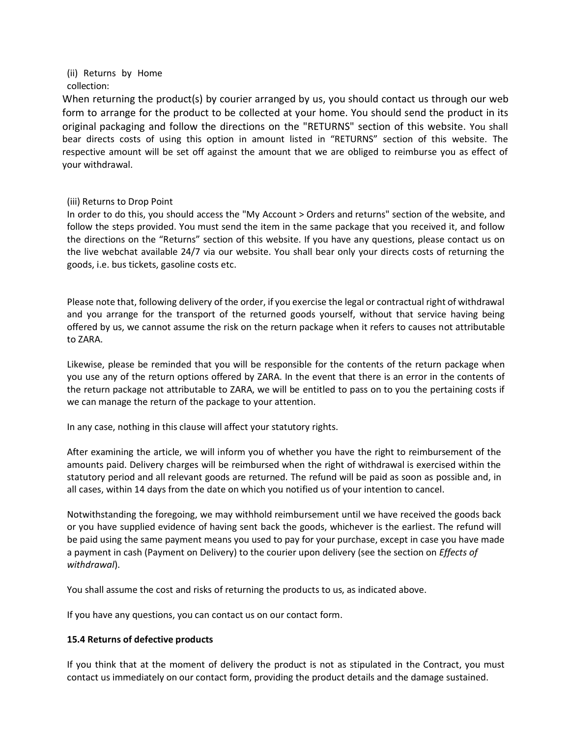(ii) Returns by Home collection:

When returning the product(s) by courier arranged by us, you should contact us through our web form to arrange for the product to be collected at your home. You should send the product in its original packaging and follow the directions on the "RETURNS" section of this website. You shall bear directs costs of using this option in amount listed in "RETURNS" section of this website. The respective amount will be set off against the amount that we are obliged to reimburse you as effect of your withdrawal.

(iii) Returns to Drop Point

In order to do this, you should access the "My Account > Orders and returns" section of the website, and follow the steps provided. You must send the item in the same package that you received it, and follow the directions on the "Returns" section of this website. If you have any questions, please contact us on the live webchat available 24/7 via our website. You shall bear only your directs costs of returning the goods, i.e. bus tickets, gasoline costs etc.

Please note that, following delivery of the order, if you exercise the legal or contractual right of withdrawal and you arrange for the transport of the returned goods yourself, without that service having being offered by us, we cannot assume the risk on the return package when it refers to causes not attributable to ZARA.

Likewise, please be reminded that you will be responsible for the contents of the return package when you use any of the return options offered by ZARA. In the event that there is an error in the contents of the return package not attributable to ZARA, we will be entitled to pass on to you the pertaining costs if we can manage the return of the package to your attention.

In any case, nothing in this clause will affect your statutory rights.

After examining the article, we will inform you of whether you have the right to reimbursement of the amounts paid. Delivery charges will be reimbursed when the right of withdrawal is exercised within the statutory period and all relevant goods are returned. The refund will be paid as soon as possible and, in all cases, within 14 days from the date on which you notified us of your intention to cancel.

Notwithstanding the foregoing, we may withhold reimbursement until we have received the goods back or you have supplied evidence of having sent back the goods, whichever is the earliest. The refund will be paid using the same payment means you used to pay for your purchase, except in case you have made a payment in cash (Payment on Delivery) to the courier upon delivery (see the section on *Effects of withdrawal*).

You shall assume the cost and risks of returning the products to us, as indicated above.

If you have any questions, you can contact us on our contact form.

**15.4 Returns of defective products**

If you think that at the moment of delivery the product is not as stipulated in the Contract, you must contact us immediately on our contact form, providing the product details and the damage sustained.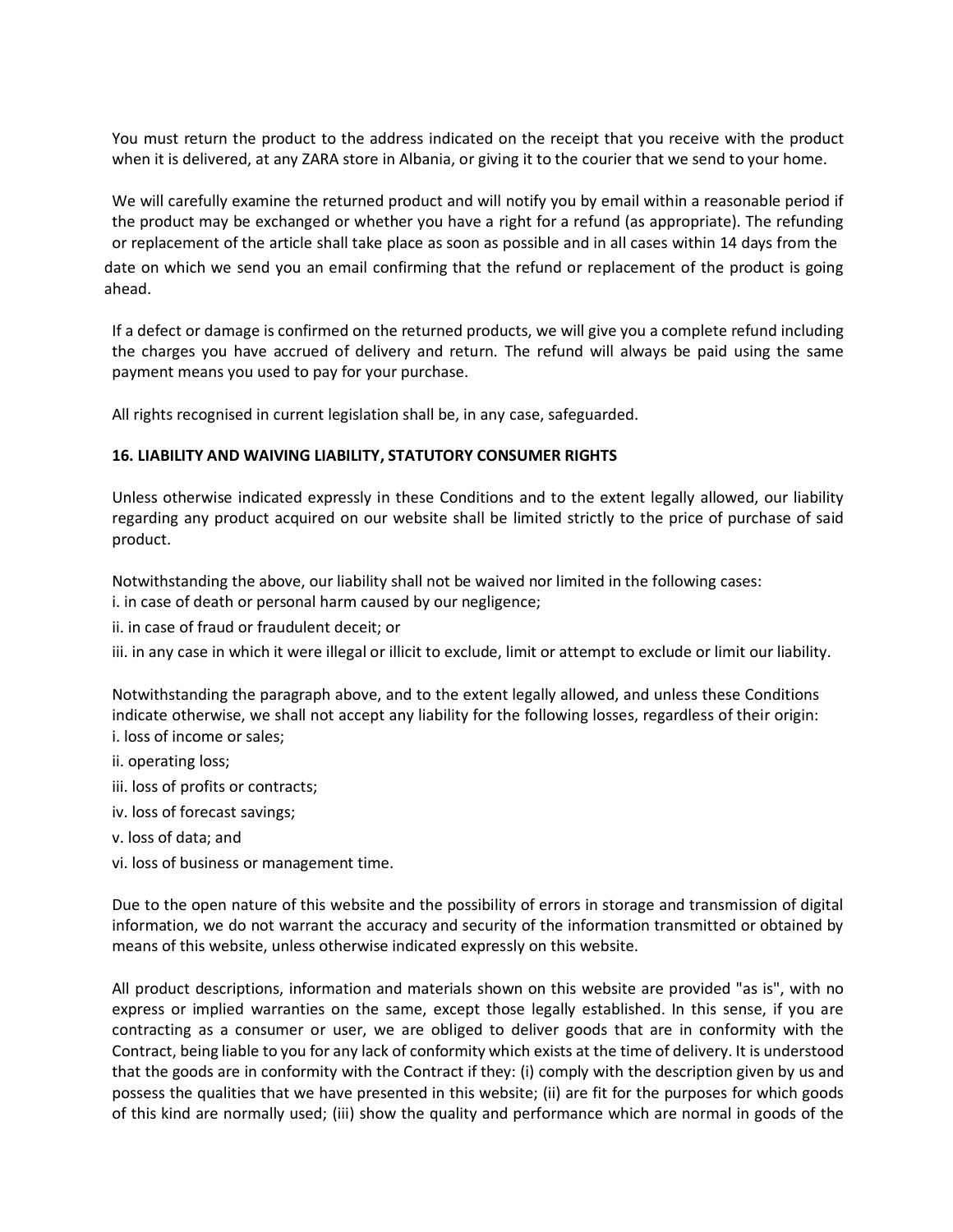You must return the product to the address indicated on the receipt that you receive with the product when it is delivered, at any ZARA store in Albania, or giving it to the courier that we send to your home.

We will carefully examine the returned product and will notify you by email within a reasonable period if the product may be exchanged or whether you have a right for a refund (as appropriate). The refunding or replacement of the article shall take place as soon as possible and in all cases within 14 days from the date on which we send you an email confirming that the refund or replacement of the product is going ahead.

If a defect or damage is confirmed on the returned products, we will give you a complete refund including the charges you have accrued of delivery and return. The refund will always be paid using the same payment means you used to pay for your purchase.

All rights recognised in current legislation shall be, in any case, safeguarded.

**16. LIABILITY AND WAIVING LIABILITY, STATUTORY CONSUMER RIGHTS**

Unless otherwise indicated expressly in these Conditions and to the extent legally allowed, our liability regarding any product acquired on our website shall be limited strictly to the price of purchase of said product.

Notwithstanding the above, our liability shall not be waived nor limited in the following cases:
i. in case of death or personal harm caused by our negligence;
ii. in case of fraud or fraudulent deceit; or
iii. in any case in which it were illegal or illicit to exclude, limit or attempt to exclude or limit our liability.

Notwithstanding the paragraph above, and to the extent legally allowed, and unless these Conditions indicate otherwise, we shall not accept any liability for the following losses, regardless of their origin:
i. loss of income or sales;
ii. operating loss;
iii. loss of profits or contracts;
iv. loss of forecast savings;
v. loss of data; and
vi. loss of business or management time.

Due to the open nature of this website and the possibility of errors in storage and transmission of digital information, we do not warrant the accuracy and security of the information transmitted or obtained by means of this website, unless otherwise indicated expressly on this website.

All product descriptions, information and materials shown on this website are provided "as is", with no express or implied warranties on the same, except those legally established. In this sense, if you are contracting as a consumer or user, we are obliged to deliver goods that are in conformity with the Contract, being liable to you for any lack of conformity which exists at the time of delivery. It is understood that the goods are in conformity with the Contract if they: (i) comply with the description given by us and possess the qualities that we have presented in this website; (ii) are fit for the purposes for which goods of this kind are normally used; (iii) show the quality and performance which are normal in goods of the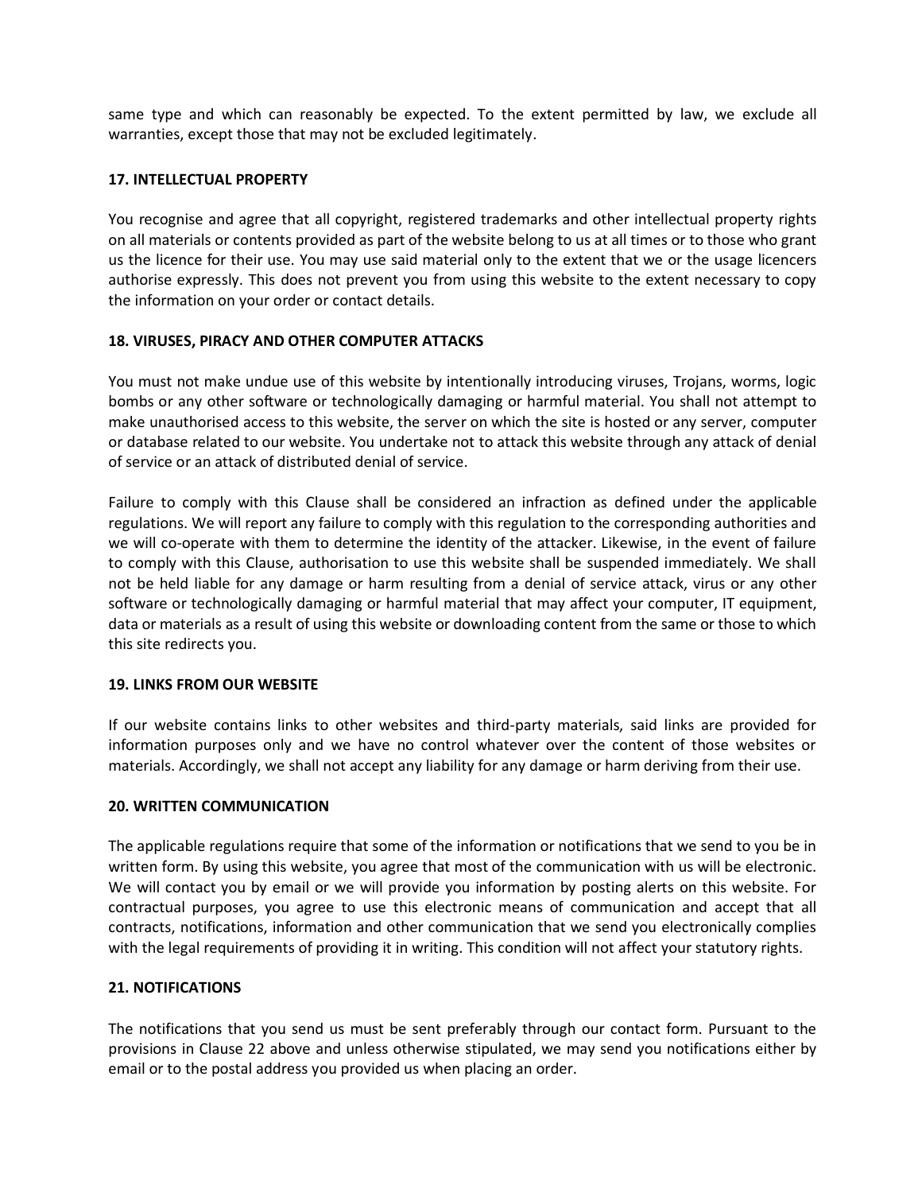same type and which can reasonably be expected. To the extent permitted by law, we exclude all warranties, except those that may not be excluded legitimately.

**17. INTELLECTUAL PROPERTY**

You recognise and agree that all copyright, registered trademarks and other intellectual property rights on all materials or contents provided as part of the website belong to us at all times or to those who grant us the licence for their use. You may use said material only to the extent that we or the usage licencers authorise expressly. This does not prevent you from using this website to the extent necessary to copy the information on your order or contact details.

**18. VIRUSES, PIRACY AND OTHER COMPUTER ATTACKS**

You must not make undue use of this website by intentionally introducing viruses, Trojans, worms, logic bombs or any other software or technologically damaging or harmful material. You shall not attempt to make unauthorised access to this website, the server on which the site is hosted or any server, computer or database related to our website. You undertake not to attack this website through any attack of denial of service or an attack of distributed denial of service.

Failure to comply with this Clause shall be considered an infraction as defined under the applicable regulations. We will report any failure to comply with this regulation to the corresponding authorities and we will co-operate with them to determine the identity of the attacker. Likewise, in the event of failure to comply with this Clause, authorisation to use this website shall be suspended immediately. We shall not be held liable for any damage or harm resulting from a denial of service attack, virus or any other software or technologically damaging or harmful material that may affect your computer, IT equipment, data or materials as a result of using this website or downloading content from the same or those to which this site redirects you.

**19. LINKS FROM OUR WEBSITE**

If our website contains links to other websites and third-party materials, said links are provided for information purposes only and we have no control whatever over the content of those websites or materials. Accordingly, we shall not accept any liability for any damage or harm deriving from their use.

**20. WRITTEN COMMUNICATION**

The applicable regulations require that some of the information or notifications that we send to you be in written form. By using this website, you agree that most of the communication with us will be electronic. We will contact you by email or we will provide you information by posting alerts on this website. For contractual purposes, you agree to use this electronic means of communication and accept that all contracts, notifications, information and other communication that we send you electronically complies with the legal requirements of providing it in writing. This condition will not affect your statutory rights.

**21. NOTIFICATIONS**

The notifications that you send us must be sent preferably through our contact form. Pursuant to the provisions in Clause 22 above and unless otherwise stipulated, we may send you notifications either by email or to the postal address you provided us when placing an order.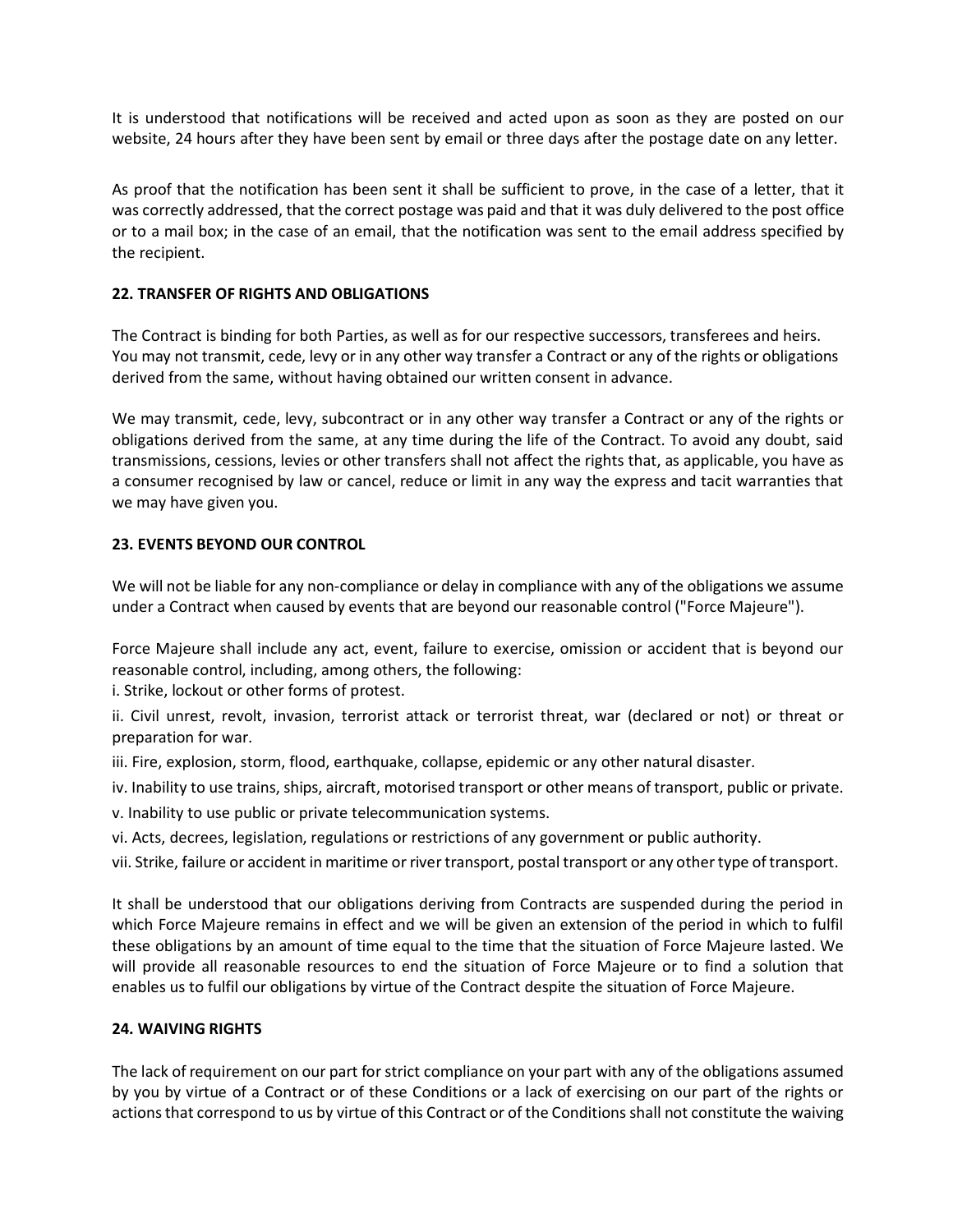It is understood that notifications will be received and acted upon as soon as they are posted on our website, 24 hours after they have been sent by email or three days after the postage date on any letter.

As proof that the notification has been sent it shall be sufficient to prove, in the case of a letter, that it was correctly addressed, that the correct postage was paid and that it was duly delivered to the post office or to a mail box; in the case of an email, that the notification was sent to the email address specified by the recipient.

**22. TRANSFER OF RIGHTS AND OBLIGATIONS**

The Contract is binding for both Parties, as well as for our respective successors, transferees and heirs. You may not transmit, cede, levy or in any other way transfer a Contract or any of the rights or obligations derived from the same, without having obtained our written consent in advance.

We may transmit, cede, levy, subcontract or in any other way transfer a Contract or any of the rights or obligations derived from the same, at any time during the life of the Contract. To avoid any doubt, said transmissions, cessions, levies or other transfers shall not affect the rights that, as applicable, you have as a consumer recognised by law or cancel, reduce or limit in any way the express and tacit warranties that we may have given you.

**23. EVENTS BEYOND OUR CONTROL**

We will not be liable for any non-compliance or delay in compliance with any of the obligations we assume under a Contract when caused by events that are beyond our reasonable control ("Force Majeure").

Force Majeure shall include any act, event, failure to exercise, omission or accident that is beyond our reasonable control, including, among others, the following:

i. Strike, lockout or other forms of protest.

ii. Civil unrest, revolt, invasion, terrorist attack or terrorist threat, war (declared or not) or threat or preparation for war.

iii. Fire, explosion, storm, flood, earthquake, collapse, epidemic or any other natural disaster.

iv. Inability to use trains, ships, aircraft, motorised transport or other means of transport, public or private.

v. Inability to use public or private telecommunication systems.

vi. Acts, decrees, legislation, regulations or restrictions of any government or public authority.

vii. Strike, failure or accident in maritime or river transport, postal transport or any other type of transport.

It shall be understood that our obligations deriving from Contracts are suspended during the period in which Force Majeure remains in effect and we will be given an extension of the period in which to fulfil these obligations by an amount of time equal to the time that the situation of Force Majeure lasted. We will provide all reasonable resources to end the situation of Force Majeure or to find a solution that enables us to fulfil our obligations by virtue of the Contract despite the situation of Force Majeure.

**24. WAIVING RIGHTS**

The lack of requirement on our part for strict compliance on your part with any of the obligations assumed by you by virtue of a Contract or of these Conditions or a lack of exercising on our part of the rights or actions that correspond to us by virtue of this Contract or of the Conditions shall not constitute the waiving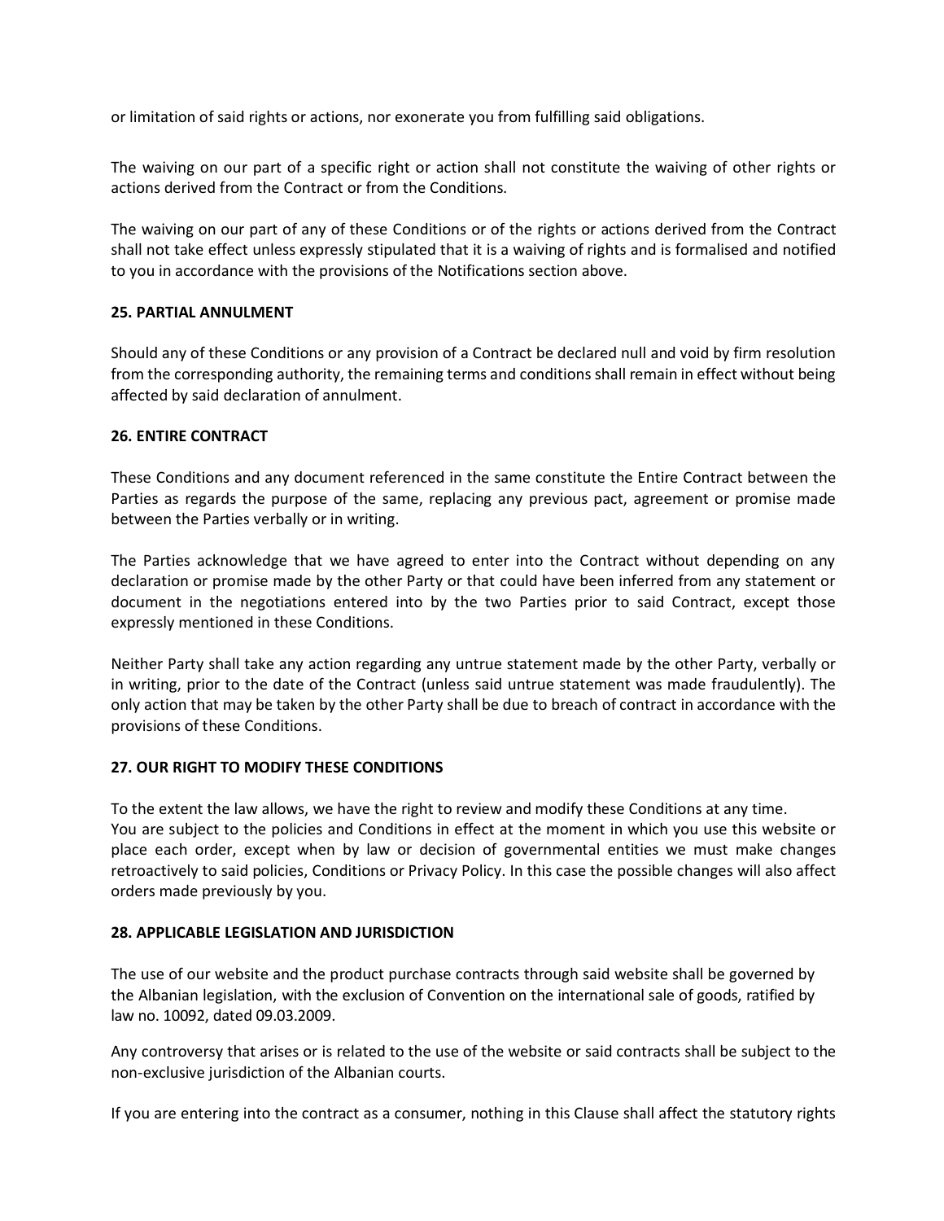or limitation of said rights or actions, nor exonerate you from fulfilling said obligations.

The waiving on our part of a specific right or action shall not constitute the waiving of other rights or actions derived from the Contract or from the Conditions.

The waiving on our part of any of these Conditions or of the rights or actions derived from the Contract shall not take effect unless expressly stipulated that it is a waiving of rights and is formalised and notified to you in accordance with the provisions of the Notifications section above.

**25. PARTIAL ANNULMENT**

Should any of these Conditions or any provision of a Contract be declared null and void by firm resolution from the corresponding authority, the remaining terms and conditions shall remain in effect without being affected by said declaration of annulment.

**26. ENTIRE CONTRACT**

These Conditions and any document referenced in the same constitute the Entire Contract between the Parties as regards the purpose of the same, replacing any previous pact, agreement or promise made between the Parties verbally or in writing.

The Parties acknowledge that we have agreed to enter into the Contract without depending on any declaration or promise made by the other Party or that could have been inferred from any statement or document in the negotiations entered into by the two Parties prior to said Contract, except those expressly mentioned in these Conditions.

Neither Party shall take any action regarding any untrue statement made by the other Party, verbally or in writing, prior to the date of the Contract (unless said untrue statement was made fraudulently). The only action that may be taken by the other Party shall be due to breach of contract in accordance with the provisions of these Conditions.

**27. OUR RIGHT TO MODIFY THESE CONDITIONS**

To the extent the law allows, we have the right to review and modify these Conditions at any time.
You are subject to the policies and Conditions in effect at the moment in which you use this website or place each order, except when by law or decision of governmental entities we must make changes retroactively to said policies, Conditions or Privacy Policy. In this case the possible changes will also affect orders made previously by you.

**28. APPLICABLE LEGISLATION AND JURISDICTION**

The use of our website and the product purchase contracts through said website shall be governed by the Albanian legislation, with the exclusion of Convention on the international sale of goods, ratified by law no. 10092, dated 09.03.2009.

Any controversy that arises or is related to the use of the website or said contracts shall be subject to the non-exclusive jurisdiction of the Albanian courts.

If you are entering into the contract as a consumer, nothing in this Clause shall affect the statutory rights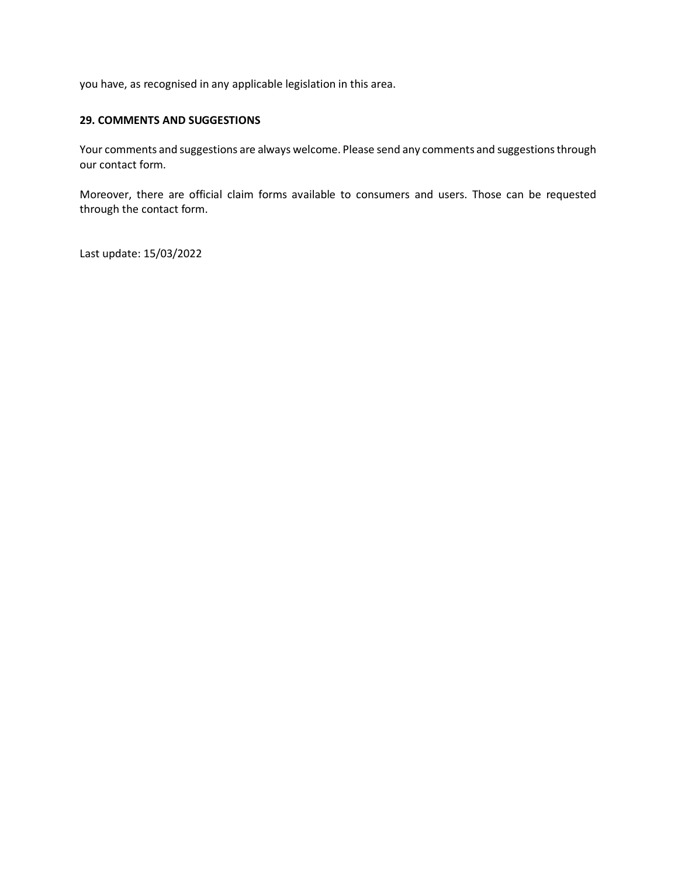you have, as recognised in any applicable legislation in this area.

**29. COMMENTS AND SUGGESTIONS**

Your comments and suggestions are always welcome. Please send any comments and suggestions through our contact form.

Moreover, there are official claim forms available to consumers and users. Those can be requested through the contact form.

Last update: 15/03/2022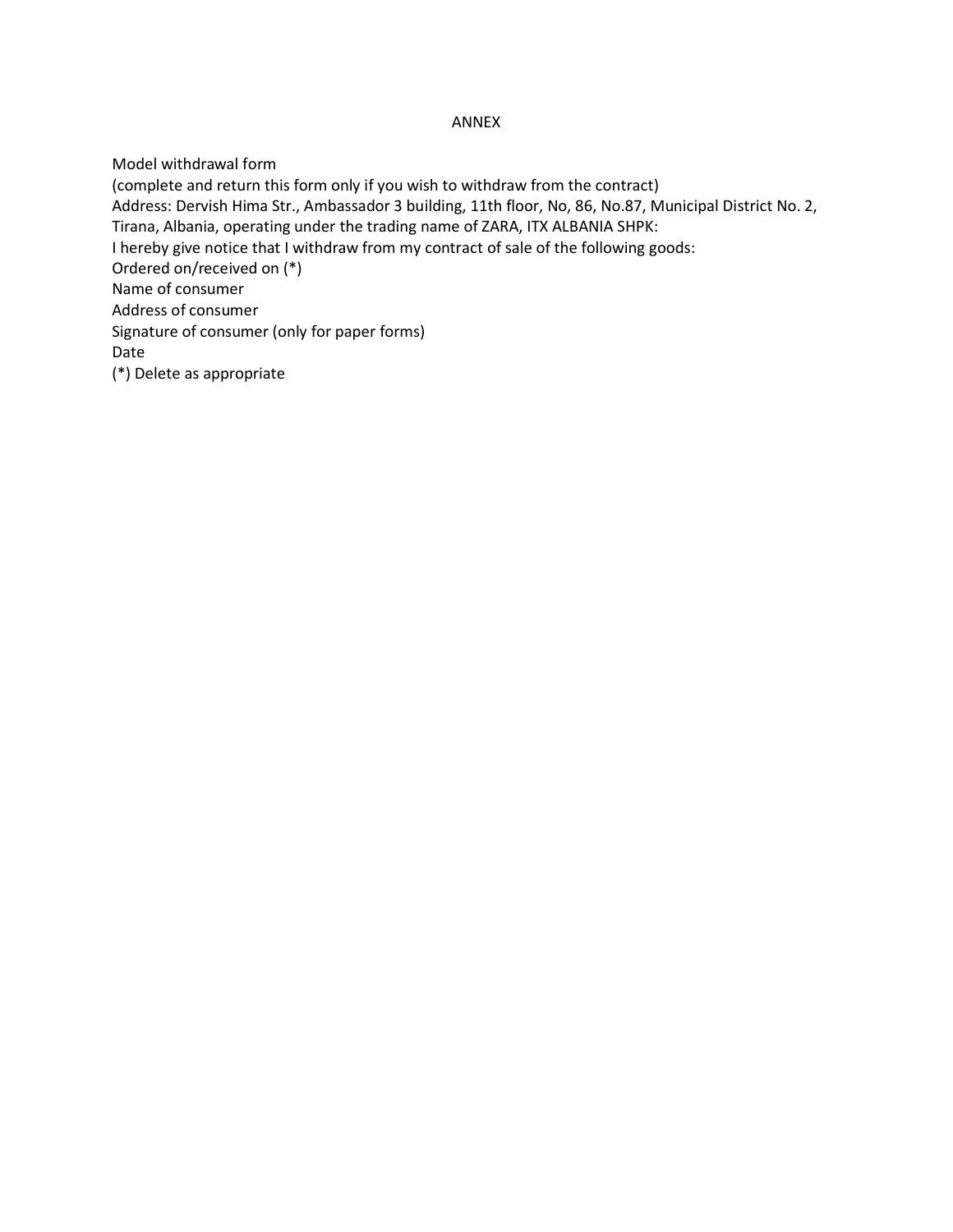# ANNEX

Model withdrawal form

(complete and return this form only if you wish to withdraw from the contract)

Address: Dervish Hima Str., Ambassador 3 building, 11th floor, No, 86, No.87, Municipal District No. 2, Tirana, Albania, operating under the trading name of ZARA, ITX ALBANIA SHPK:

I hereby give notice that I withdraw from my contract of sale of the following goods:

Ordered on/received on (*)

Name of consumer

Address of consumer

Signature of consumer (only for paper forms)

Date

(*) Delete as appropriate